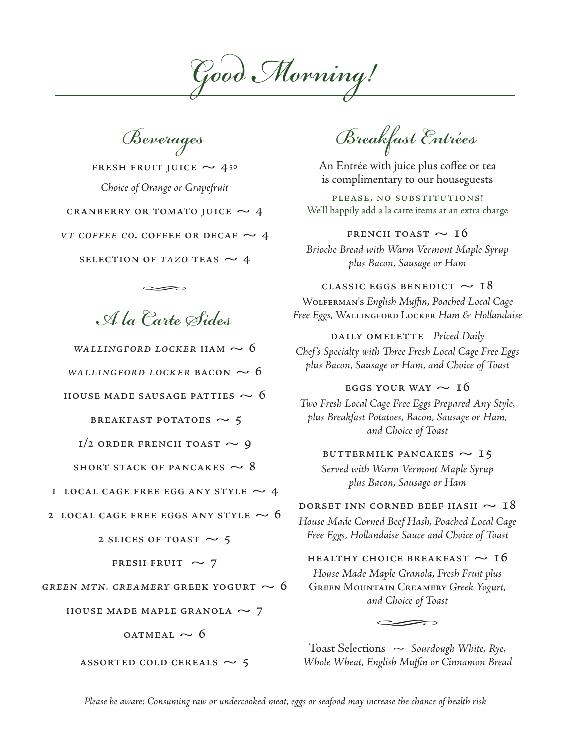# Good Morning!

## Beverages

FRESH FRUIT JUICE ~ 4.50

*Choice of Orange or Grapefruit*

CRANBERRY OR TOMATO JUICE ~ 4

*VT COFFEE CO.* COFFEE OR DECAF ~ 4

SELECTION OF *TAZO* TEAS ~ 4

## A la Carte Sides

*WALLINGFORD LOCKER* HAM ~ 6

*WALLINGFORD LOCKER* BACON ~ 6

HOUSE MADE SAUSAGE PATTIES ~ 6

BREAKFAST POTATOES ~ 5

1/2 ORDER FRENCH TOAST ~ 9

SHORT STACK OF PANCAKES ~ 8

1 LOCAL CAGE FREE EGG ANY STYLE ~ 4

2 LOCAL CAGE FREE EGGS ANY STYLE ~ 6

2 SLICES OF TOAST ~ 5

FRESH FRUIT ~ 7

*GREEN MTN. CREAMERY* GREEK YOGURT ~ 6

HOUSE MADE MAPLE GRANOLA ~ 7

OATMEAL ~ 6

ASSORTED COLD CEREALS ~ 5

## Breakfast Entrées

An Entrée with juice plus coffee or tea is complimentary to our houseguests

PLEASE, NO SUBSTITUTIONS!
We'll happily add a la carte items at an extra charge

FRENCH TOAST ~ 16

*Brioche Bread with Warm Vermont Maple Syrup plus Bacon, Sausage or Ham*

CLASSIC EGGS BENEDICT ~ 18

WOLFERMAN'S *English Muffin, Poached Local Cage Free Eggs,* WALLINGFORD LOCKER *Ham & Hollandaise*

DAILY OMELETTE *Priced Daily*

*Chef's Specialty with Three Fresh Local Cage Free Eggs plus Bacon, Sausage or Ham, and Choice of Toast*

EGGS YOUR WAY ~ 16

*Two Fresh Local Cage Free Eggs Prepared Any Style, plus Breakfast Potatoes, Bacon, Sausage or Ham, and Choice of Toast*

BUTTERMILK PANCAKES ~ 15

*Served with Warm Vermont Maple Syrup plus Bacon, Sausage or Ham*

DORSET INN CORNED BEEF HASH ~ 18

*House Made Corned Beef Hash, Poached Local Cage Free Eggs, Hollandaise Sauce and Choice of Toast*

HEALTHY CHOICE BREAKFAST ~ 16

*House Made Maple Granola, Fresh Fruit plus* GREEN MOUNTAIN CREAMERY *Greek Yogurt, and Choice of Toast*

Toast Selections ~ *Sourdough White, Rye, Whole Wheat, English Muffin or Cinnamon Bread*

*Please be aware: Consuming raw or undercooked meat, eggs or seafood may increase the chance of health risk*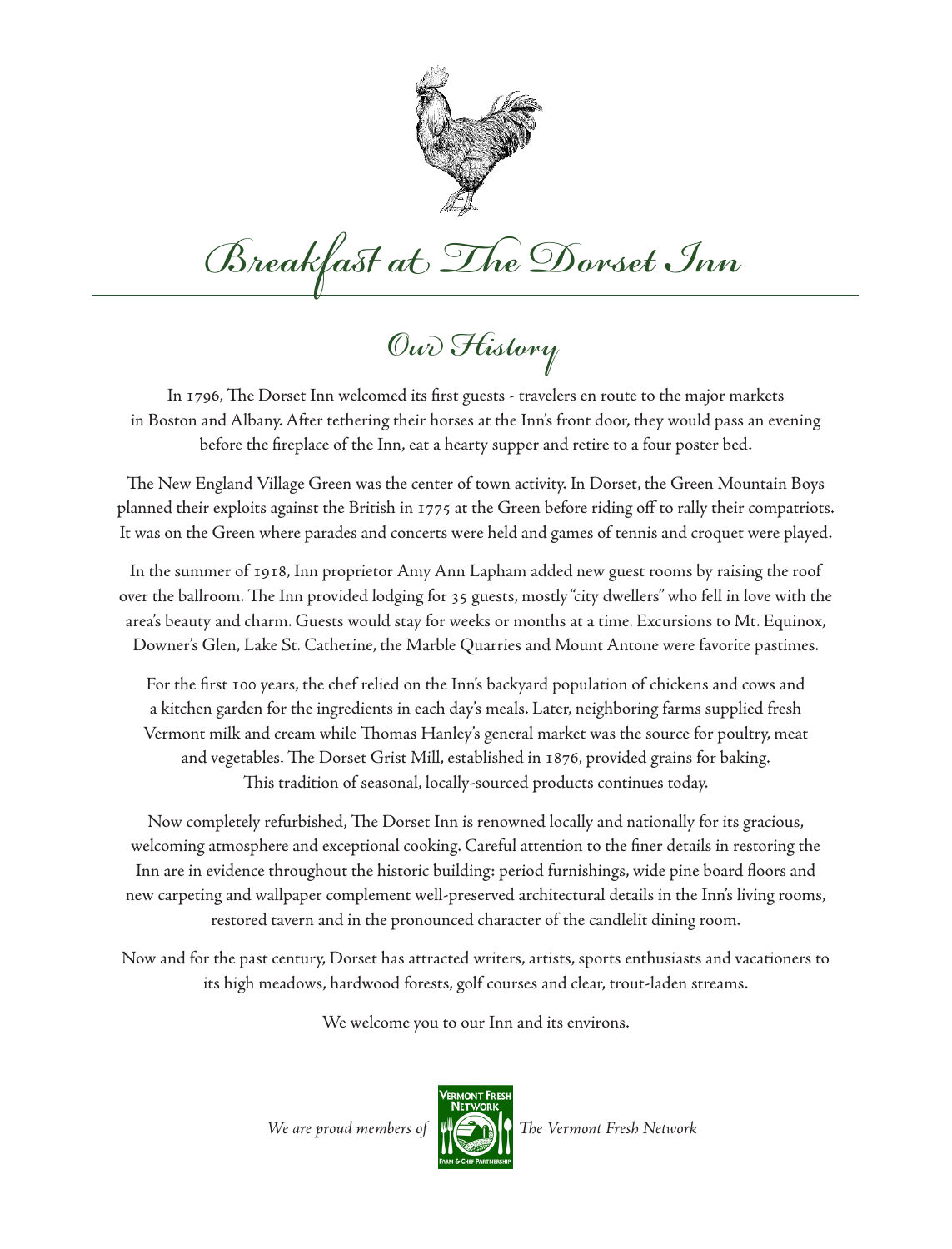# Breakfast at The Dorset Inn

## Our History

In 1796, The Dorset Inn welcomed its first guests - travelers en route to the major markets in Boston and Albany. After tethering their horses at the Inn's front door, they would pass an evening before the fireplace of the Inn, eat a hearty supper and retire to a four poster bed.

The New England Village Green was the center of town activity. In Dorset, the Green Mountain Boys planned their exploits against the British in 1775 at the Green before riding off to rally their compatriots. It was on the Green where parades and concerts were held and games of tennis and croquet were played.

In the summer of 1918, Inn proprietor Amy Ann Lapham added new guest rooms by raising the roof over the ballroom. The Inn provided lodging for 35 guests, mostly "city dwellers" who fell in love with the area's beauty and charm. Guests would stay for weeks or months at a time. Excursions to Mt. Equinox, Downer's Glen, Lake St. Catherine, the Marble Quarries and Mount Antone were favorite pastimes.

For the first 100 years, the chef relied on the Inn's backyard population of chickens and cows and a kitchen garden for the ingredients in each day's meals. Later, neighboring farms supplied fresh Vermont milk and cream while Thomas Hanley's general market was the source for poultry, meat and vegetables. The Dorset Grist Mill, established in 1876, provided grains for baking. This tradition of seasonal, locally-sourced products continues today.

Now completely refurbished, The Dorset Inn is renowned locally and nationally for its gracious, welcoming atmosphere and exceptional cooking. Careful attention to the finer details in restoring the Inn are in evidence throughout the historic building: period furnishings, wide pine board floors and new carpeting and wallpaper complement well-preserved architectural details in the Inn's living rooms, restored tavern and in the pronounced character of the candlelit dining room.

Now and for the past century, Dorset has attracted writers, artists, sports enthusiasts and vacationers to its high meadows, hardwood forests, golf courses and clear, trout-laden streams.

We welcome you to our Inn and its environs.

*We are proud members of* VERMONT FRESH NETWORK FARM & CHEF PARTNERSHIP *The Vermont Fresh Network*